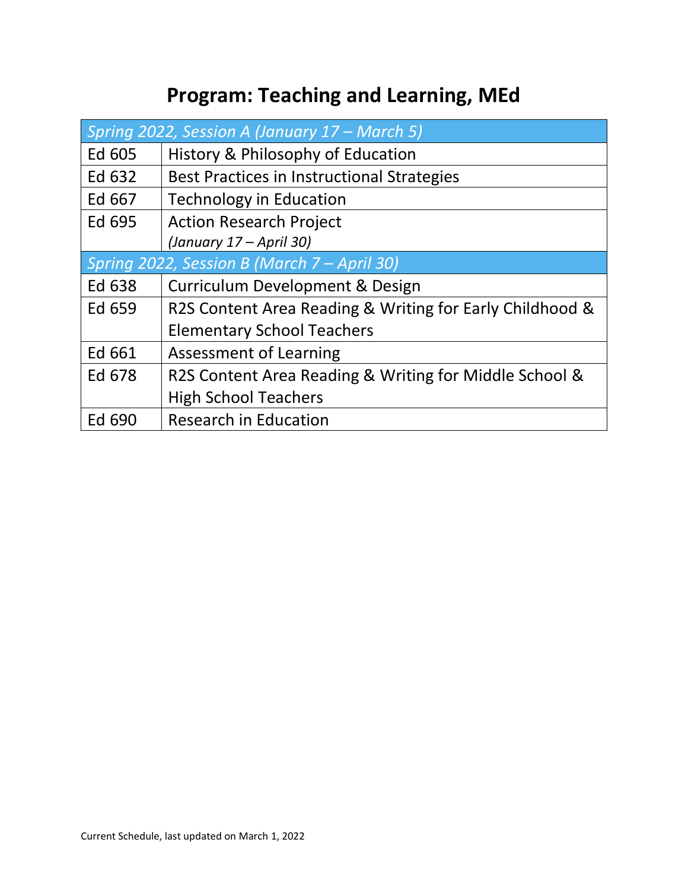# Program: Teaching and Learning, MEd

| | |
|---|---|
| *Spring 2022, Session A (January 17 – March 5)* | |
| Ed 605 | History & Philosophy of Education |
| Ed 632 | Best Practices in Instructional Strategies |
| Ed 667 | Technology in Education |
| Ed 695 | Action Research Project *(January 17 – April 30)* |
| *Spring 2022, Session B (March 7 – April 30)* | |
| Ed 638 | Curriculum Development & Design |
| Ed 659 | R2S Content Area Reading & Writing for Early Childhood & Elementary School Teachers |
| Ed 661 | Assessment of Learning |
| Ed 678 | R2S Content Area Reading & Writing for Middle School & High School Teachers |
| Ed 690 | Research in Education |

Current Schedule, last updated on March 1, 2022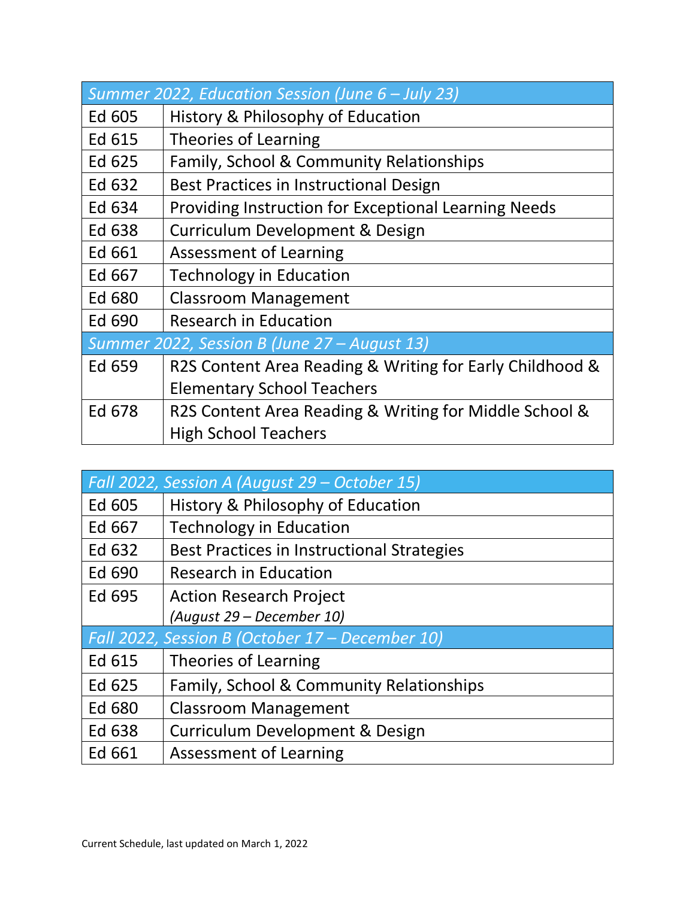| | |
|---|---|
| *Summer 2022, Education Session (June 6 – July 23)* | |
| Ed 605 | History & Philosophy of Education |
| Ed 615 | Theories of Learning |
| Ed 625 | Family, School & Community Relationships |
| Ed 632 | Best Practices in Instructional Design |
| Ed 634 | Providing Instruction for Exceptional Learning Needs |
| Ed 638 | Curriculum Development & Design |
| Ed 661 | Assessment of Learning |
| Ed 667 | Technology in Education |
| Ed 680 | Classroom Management |
| Ed 690 | Research in Education |
| *Summer 2022, Session B (June 27 – August 13)* | |
| Ed 659 | R2S Content Area Reading & Writing for Early Childhood & Elementary School Teachers |
| Ed 678 | R2S Content Area Reading & Writing for Middle School & High School Teachers |

| | |
|---|---|
| *Fall 2022, Session A (August 29 – October 15)* | |
| Ed 605 | History & Philosophy of Education |
| Ed 667 | Technology in Education |
| Ed 632 | Best Practices in Instructional Strategies |
| Ed 690 | Research in Education |
| Ed 695 | Action Research Project *(August 29 – December 10)* |
| *Fall 2022, Session B (October 17 – December 10)* | |
| Ed 615 | Theories of Learning |
| Ed 625 | Family, School & Community Relationships |
| Ed 680 | Classroom Management |
| Ed 638 | Curriculum Development & Design |
| Ed 661 | Assessment of Learning |

Current Schedule, last updated on March 1, 2022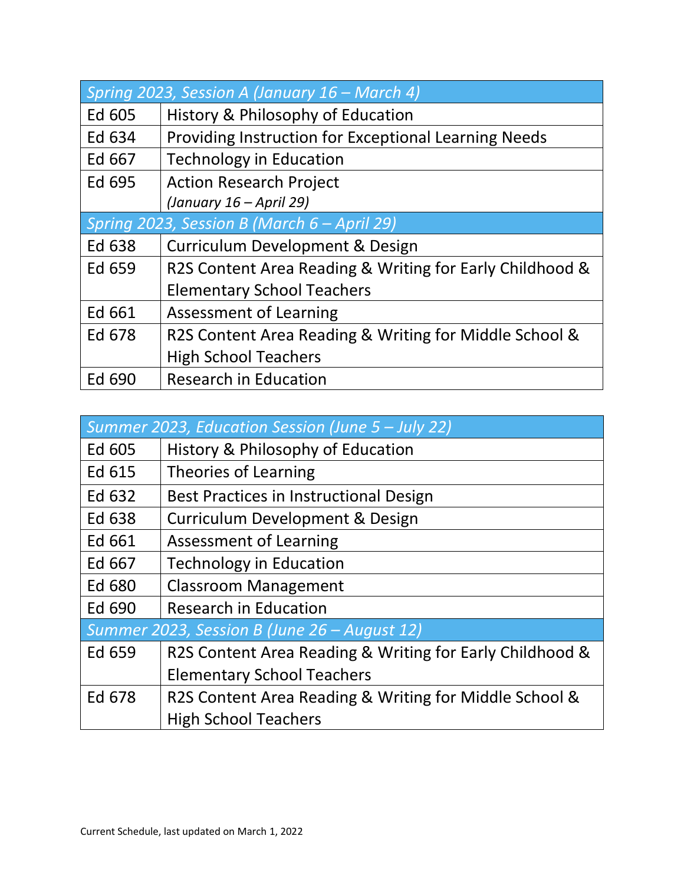| | |
|---|---|
| *Spring 2023, Session A (January 16 – March 4)* | |
| Ed 605 | History & Philosophy of Education |
| Ed 634 | Providing Instruction for Exceptional Learning Needs |
| Ed 667 | Technology in Education |
| Ed 695 | Action Research Project *(January 16 – April 29)* |
| *Spring 2023, Session B (March 6 – April 29)* | |
| Ed 638 | Curriculum Development & Design |
| Ed 659 | R2S Content Area Reading & Writing for Early Childhood & Elementary School Teachers |
| Ed 661 | Assessment of Learning |
| Ed 678 | R2S Content Area Reading & Writing for Middle School & High School Teachers |
| Ed 690 | Research in Education |

| | |
|---|---|
| *Summer 2023, Education Session (June 5 – July 22)* | |
| Ed 605 | History & Philosophy of Education |
| Ed 615 | Theories of Learning |
| Ed 632 | Best Practices in Instructional Design |
| Ed 638 | Curriculum Development & Design |
| Ed 661 | Assessment of Learning |
| Ed 667 | Technology in Education |
| Ed 680 | Classroom Management |
| Ed 690 | Research in Education |
| *Summer 2023, Session B (June 26 – August 12)* | |
| Ed 659 | R2S Content Area Reading & Writing for Early Childhood & Elementary School Teachers |
| Ed 678 | R2S Content Area Reading & Writing for Middle School & High School Teachers |

Current Schedule, last updated on March 1, 2022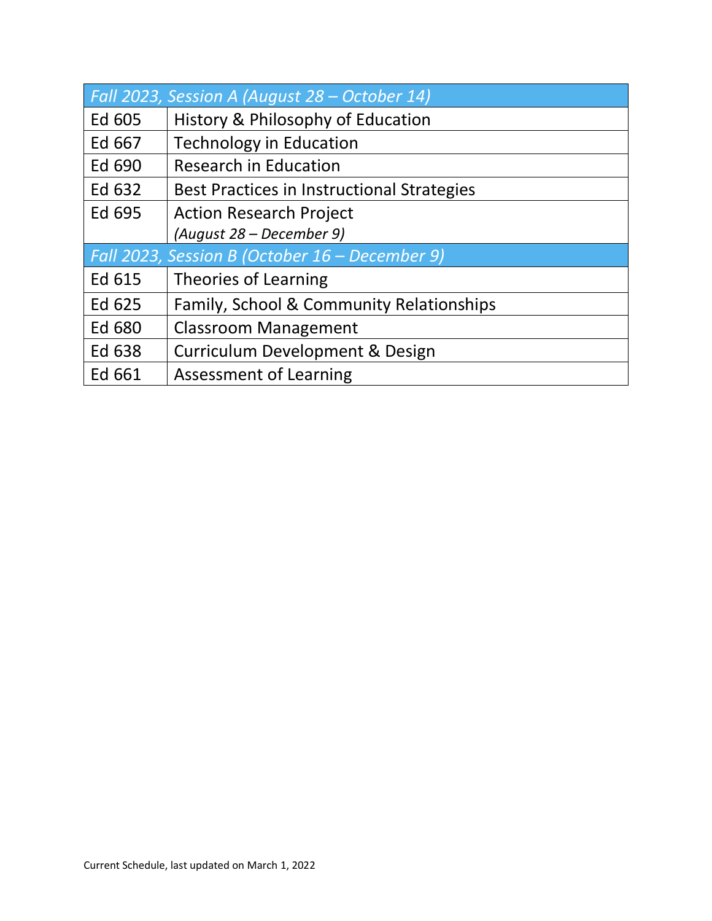| | |
|---|---|
| *Fall 2023, Session A (August 28 – October 14)* | |
| Ed 605 | History & Philosophy of Education |
| Ed 667 | Technology in Education |
| Ed 690 | Research in Education |
| Ed 632 | Best Practices in Instructional Strategies |
| Ed 695 | Action Research Project *(August 28 – December 9)* |
| *Fall 2023, Session B (October 16 – December 9)* | |
| Ed 615 | Theories of Learning |
| Ed 625 | Family, School & Community Relationships |
| Ed 680 | Classroom Management |
| Ed 638 | Curriculum Development & Design |
| Ed 661 | Assessment of Learning |

Current Schedule, last updated on March 1, 2022